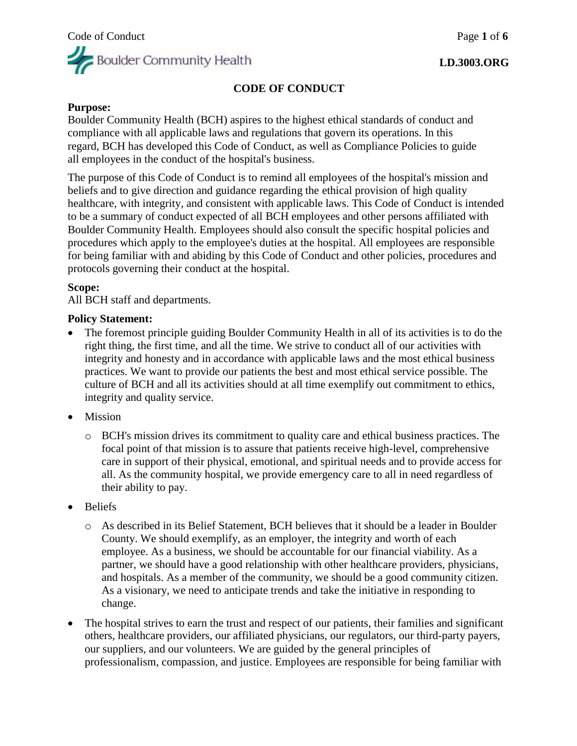**LD.3003.ORG**

# CODE OF CONDUCT

**Purpose:**
Boulder Community Health (BCH) aspires to the highest ethical standards of conduct and compliance with all applicable laws and regulations that govern its operations. In this regard, BCH has developed this Code of Conduct, as well as Compliance Policies to guide all employees in the conduct of the hospital's business.

The purpose of this Code of Conduct is to remind all employees of the hospital's mission and beliefs and to give direction and guidance regarding the ethical provision of high quality healthcare, with integrity, and consistent with applicable laws. This Code of Conduct is intended to be a summary of conduct expected of all BCH employees and other persons affiliated with Boulder Community Health. Employees should also consult the specific hospital policies and procedures which apply to the employee's duties at the hospital. All employees are responsible for being familiar with and abiding by this Code of Conduct and other policies, procedures and protocols governing their conduct at the hospital.

**Scope:**
All BCH staff and departments.

**Policy Statement:**

- The foremost principle guiding Boulder Community Health in all of its activities is to do the right thing, the first time, and all the time. We strive to conduct all of our activities with integrity and honesty and in accordance with applicable laws and the most ethical business practices. We want to provide our patients the best and most ethical service possible. The culture of BCH and all its activities should at all time exemplify out commitment to ethics, integrity and quality service.
- Mission
  - BCH's mission drives its commitment to quality care and ethical business practices. The focal point of that mission is to assure that patients receive high-level, comprehensive care in support of their physical, emotional, and spiritual needs and to provide access for all. As the community hospital, we provide emergency care to all in need regardless of their ability to pay.
- Beliefs
  - As described in its Belief Statement, BCH believes that it should be a leader in Boulder County. We should exemplify, as an employer, the integrity and worth of each employee. As a business, we should be accountable for our financial viability. As a partner, we should have a good relationship with other healthcare providers, physicians, and hospitals. As a member of the community, we should be a good community citizen. As a visionary, we need to anticipate trends and take the initiative in responding to change.
- The hospital strives to earn the trust and respect of our patients, their families and significant others, healthcare providers, our affiliated physicians, our regulators, our third-party payers, our suppliers, and our volunteers. We are guided by the general principles of professionalism, compassion, and justice. Employees are responsible for being familiar with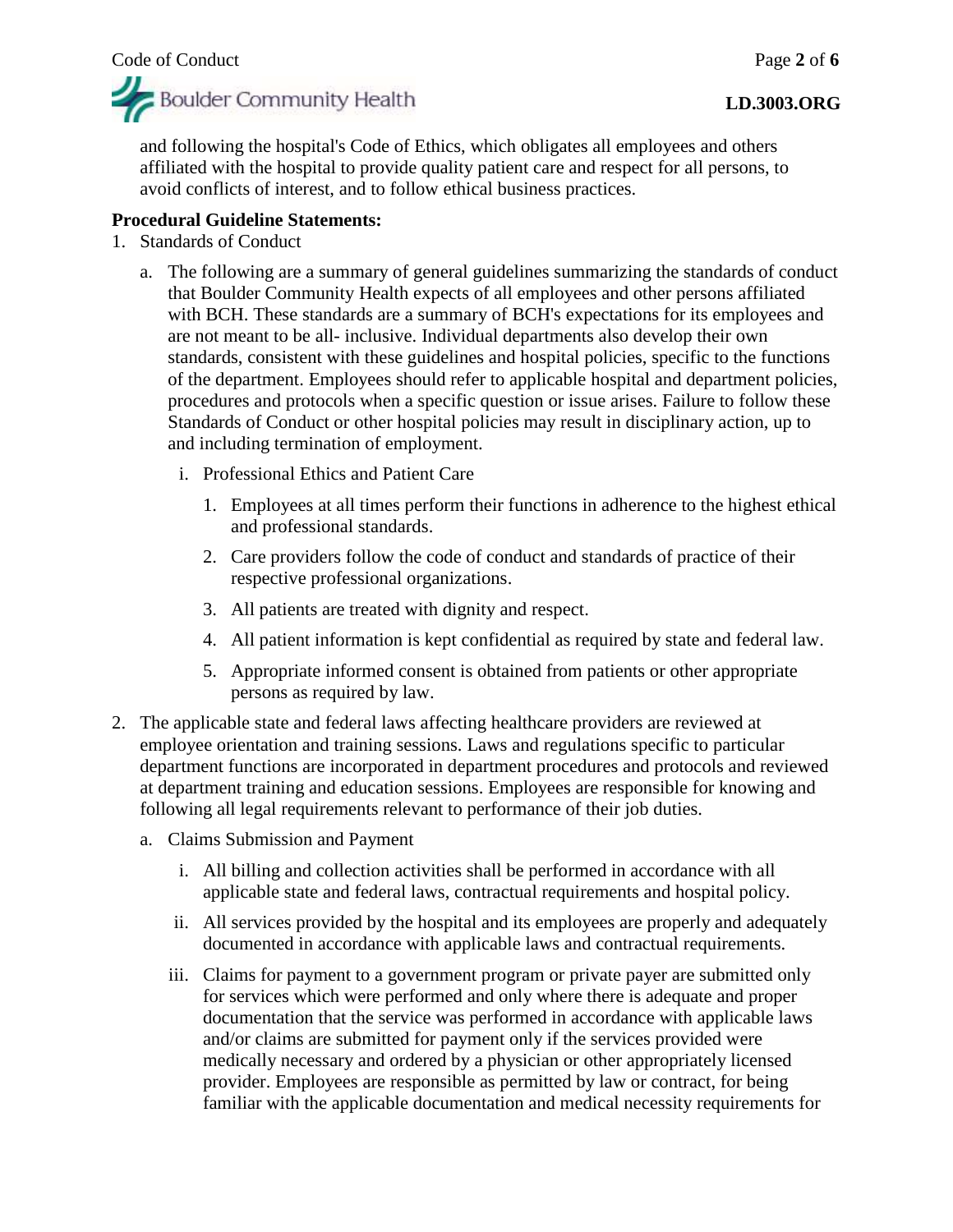and following the hospital's Code of Ethics, which obligates all employees and others affiliated with the hospital to provide quality patient care and respect for all persons, to avoid conflicts of interest, and to follow ethical business practices.

**Procedural Guideline Statements:**

1. Standards of Conduct
   a. The following are a summary of general guidelines summarizing the standards of conduct that Boulder Community Health expects of all employees and other persons affiliated with BCH. These standards are a summary of BCH's expectations for its employees and are not meant to be all- inclusive. Individual departments also develop their own standards, consistent with these guidelines and hospital policies, specific to the functions of the department. Employees should refer to applicable hospital and department policies, procedures and protocols when a specific question or issue arises. Failure to follow these Standards of Conduct or other hospital policies may result in disciplinary action, up to and including termination of employment.
      i. Professional Ethics and Patient Care
         1. Employees at all times perform their functions in adherence to the highest ethical and professional standards.
         2. Care providers follow the code of conduct and standards of practice of their respective professional organizations.
         3. All patients are treated with dignity and respect.
         4. All patient information is kept confidential as required by state and federal law.
         5. Appropriate informed consent is obtained from patients or other appropriate persons as required by law.
2. The applicable state and federal laws affecting healthcare providers are reviewed at employee orientation and training sessions. Laws and regulations specific to particular department functions are incorporated in department procedures and protocols and reviewed at department training and education sessions. Employees are responsible for knowing and following all legal requirements relevant to performance of their job duties.
   a. Claims Submission and Payment
      i. All billing and collection activities shall be performed in accordance with all applicable state and federal laws, contractual requirements and hospital policy.
      ii. All services provided by the hospital and its employees are properly and adequately documented in accordance with applicable laws and contractual requirements.
      iii. Claims for payment to a government program or private payer are submitted only for services which were performed and only where there is adequate and proper documentation that the service was performed in accordance with applicable laws and/or claims are submitted for payment only if the services provided were medically necessary and ordered by a physician or other appropriately licensed provider. Employees are responsible as permitted by law or contract, for being familiar with the applicable documentation and medical necessity requirements for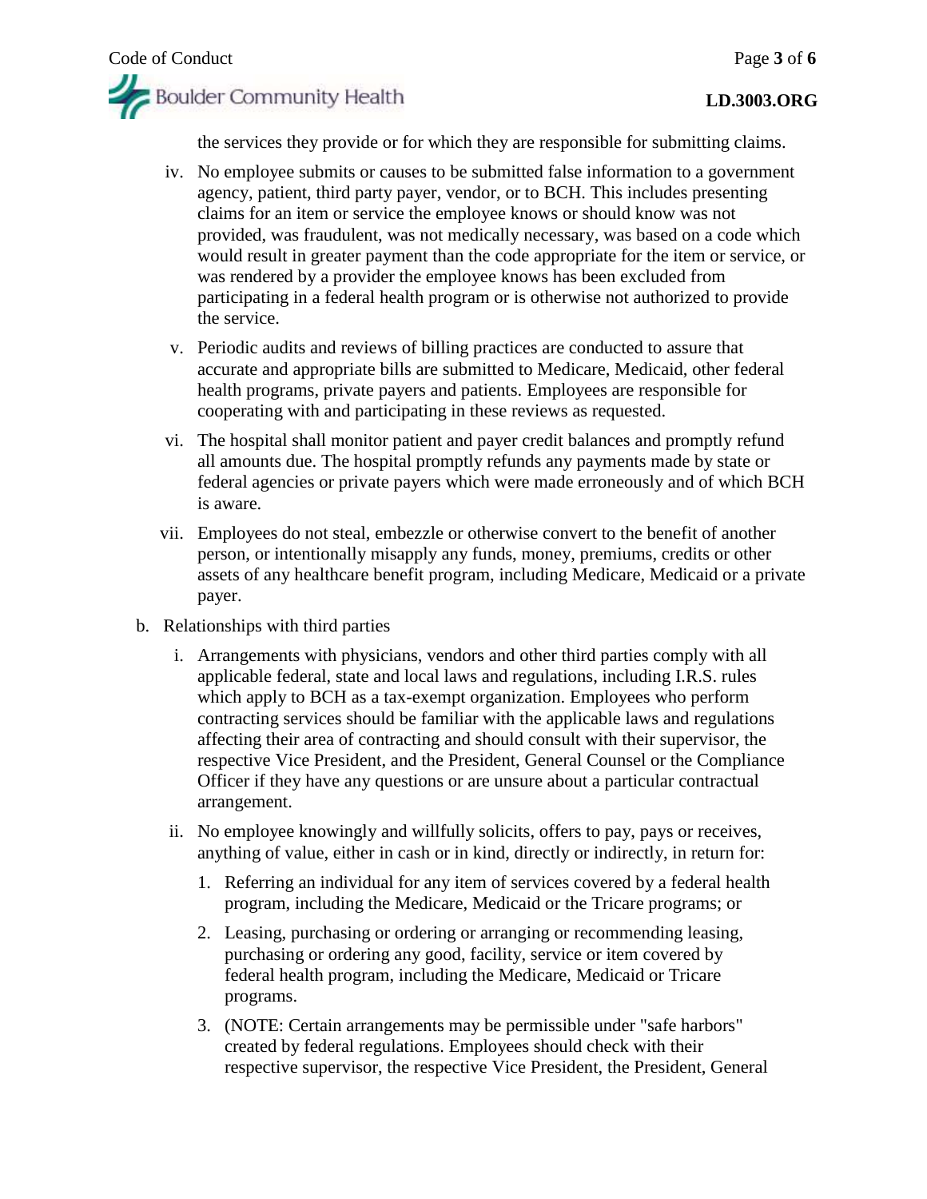the services they provide or for which they are responsible for submitting claims.

iv. No employee submits or causes to be submitted false information to a government agency, patient, third party payer, vendor, or to BCH. This includes presenting claims for an item or service the employee knows or should know was not provided, was fraudulent, was not medically necessary, was based on a code which would result in greater payment than the code appropriate for the item or service, or was rendered by a provider the employee knows has been excluded from participating in a federal health program or is otherwise not authorized to provide the service.

v. Periodic audits and reviews of billing practices are conducted to assure that accurate and appropriate bills are submitted to Medicare, Medicaid, other federal health programs, private payers and patients. Employees are responsible for cooperating with and participating in these reviews as requested.

vi. The hospital shall monitor patient and payer credit balances and promptly refund all amounts due. The hospital promptly refunds any payments made by state or federal agencies or private payers which were made erroneously and of which BCH is aware.

vii. Employees do not steal, embezzle or otherwise convert to the benefit of another person, or intentionally misapply any funds, money, premiums, credits or other assets of any healthcare benefit program, including Medicare, Medicaid or a private payer.

b. Relationships with third parties

i. Arrangements with physicians, vendors and other third parties comply with all applicable federal, state and local laws and regulations, including I.R.S. rules which apply to BCH as a tax-exempt organization. Employees who perform contracting services should be familiar with the applicable laws and regulations affecting their area of contracting and should consult with their supervisor, the respective Vice President, and the President, General Counsel or the Compliance Officer if they have any questions or are unsure about a particular contractual arrangement.

ii. No employee knowingly and willfully solicits, offers to pay, pays or receives, anything of value, either in cash or in kind, directly or indirectly, in return for:

1. Referring an individual for any item of services covered by a federal health program, including the Medicare, Medicaid or the Tricare programs; or
2. Leasing, purchasing or ordering or arranging or recommending leasing, purchasing or ordering any good, facility, service or item covered by federal health program, including the Medicare, Medicaid or Tricare programs.
3. (NOTE: Certain arrangements may be permissible under "safe harbors" created by federal regulations. Employees should check with their respective supervisor, the respective Vice President, the President, General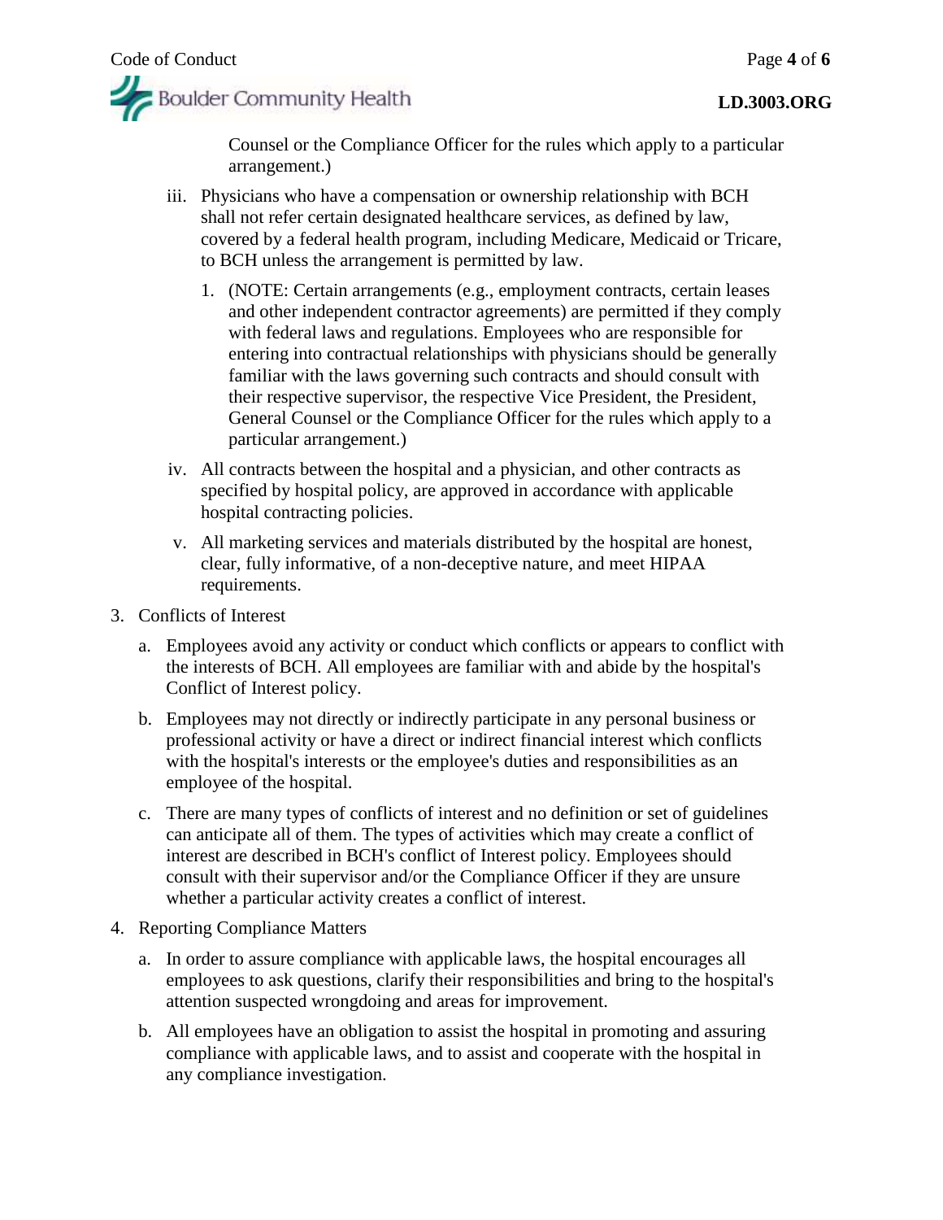Counsel or the Compliance Officer for the rules which apply to a particular arrangement.)

iii. Physicians who have a compensation or ownership relationship with BCH shall not refer certain designated healthcare services, as defined by law, covered by a federal health program, including Medicare, Medicaid or Tricare, to BCH unless the arrangement is permitted by law.

   1. (NOTE: Certain arrangements (e.g., employment contracts, certain leases and other independent contractor agreements) are permitted if they comply with federal laws and regulations. Employees who are responsible for entering into contractual relationships with physicians should be generally familiar with the laws governing such contracts and should consult with their respective supervisor, the respective Vice President, the President, General Counsel or the Compliance Officer for the rules which apply to a particular arrangement.)

iv. All contracts between the hospital and a physician, and other contracts as specified by hospital policy, are approved in accordance with applicable hospital contracting policies.

v. All marketing services and materials distributed by the hospital are honest, clear, fully informative, of a non-deceptive nature, and meet HIPAA requirements.

3. Conflicts of Interest

   a. Employees avoid any activity or conduct which conflicts or appears to conflict with the interests of BCH. All employees are familiar with and abide by the hospital's Conflict of Interest policy.

   b. Employees may not directly or indirectly participate in any personal business or professional activity or have a direct or indirect financial interest which conflicts with the hospital's interests or the employee's duties and responsibilities as an employee of the hospital.

   c. There are many types of conflicts of interest and no definition or set of guidelines can anticipate all of them. The types of activities which may create a conflict of interest are described in BCH's conflict of Interest policy. Employees should consult with their supervisor and/or the Compliance Officer if they are unsure whether a particular activity creates a conflict of interest.

4. Reporting Compliance Matters

   a. In order to assure compliance with applicable laws, the hospital encourages all employees to ask questions, clarify their responsibilities and bring to the hospital's attention suspected wrongdoing and areas for improvement.

   b. All employees have an obligation to assist the hospital in promoting and assuring compliance with applicable laws, and to assist and cooperate with the hospital in any compliance investigation.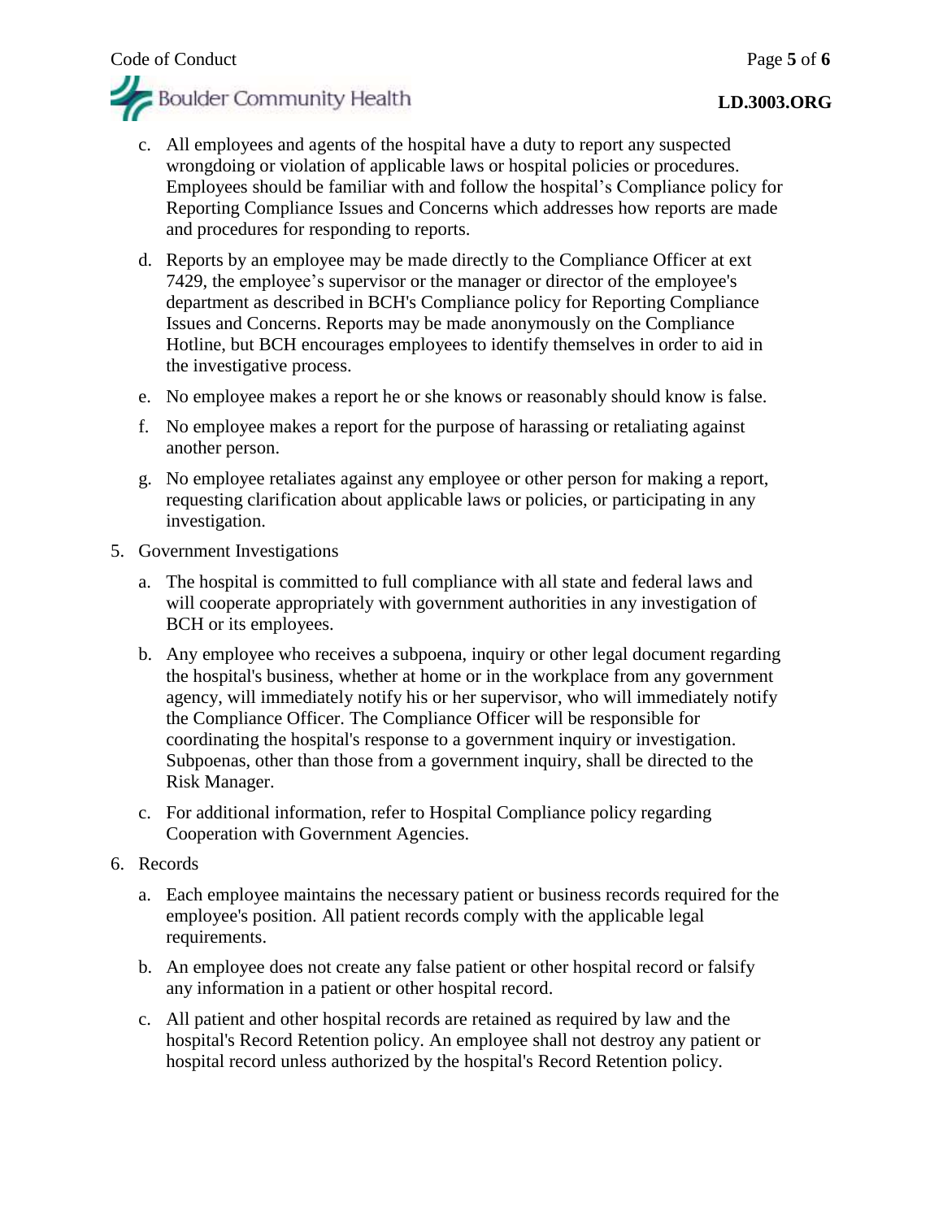c. All employees and agents of the hospital have a duty to report any suspected wrongdoing or violation of applicable laws or hospital policies or procedures. Employees should be familiar with and follow the hospital's Compliance policy for Reporting Compliance Issues and Concerns which addresses how reports are made and procedures for responding to reports.

d. Reports by an employee may be made directly to the Compliance Officer at ext 7429, the employee's supervisor or the manager or director of the employee's department as described in BCH's Compliance policy for Reporting Compliance Issues and Concerns. Reports may be made anonymously on the Compliance Hotline, but BCH encourages employees to identify themselves in order to aid in the investigative process.

e. No employee makes a report he or she knows or reasonably should know is false.

f. No employee makes a report for the purpose of harassing or retaliating against another person.

g. No employee retaliates against any employee or other person for making a report, requesting clarification about applicable laws or policies, or participating in any investigation.

5. Government Investigations

   a. The hospital is committed to full compliance with all state and federal laws and will cooperate appropriately with government authorities in any investigation of BCH or its employees.

   b. Any employee who receives a subpoena, inquiry or other legal document regarding the hospital's business, whether at home or in the workplace from any government agency, will immediately notify his or her supervisor, who will immediately notify the Compliance Officer. The Compliance Officer will be responsible for coordinating the hospital's response to a government inquiry or investigation. Subpoenas, other than those from a government inquiry, shall be directed to the Risk Manager.

   c. For additional information, refer to Hospital Compliance policy regarding Cooperation with Government Agencies.

6. Records

   a. Each employee maintains the necessary patient or business records required for the employee's position. All patient records comply with the applicable legal requirements.

   b. An employee does not create any false patient or other hospital record or falsify any information in a patient or other hospital record.

   c. All patient and other hospital records are retained as required by law and the hospital's Record Retention policy. An employee shall not destroy any patient or hospital record unless authorized by the hospital's Record Retention policy.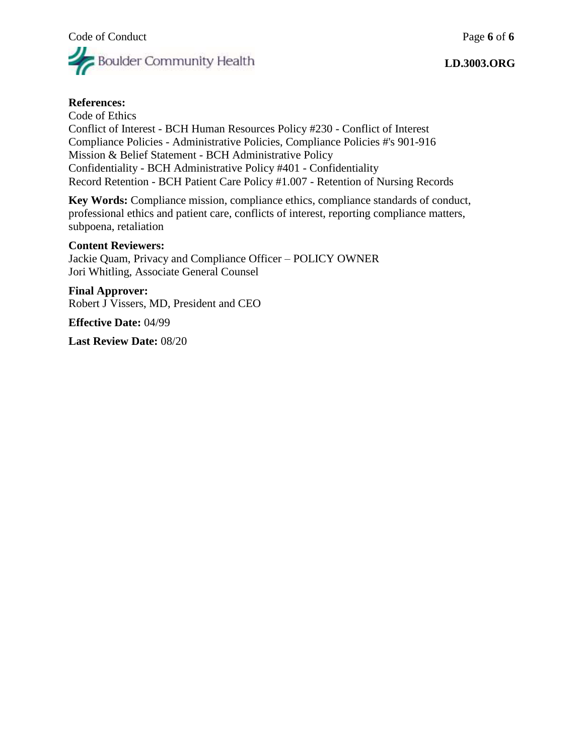**References:**
Code of Ethics
Conflict of Interest - BCH Human Resources Policy #230 - Conflict of Interest
Compliance Policies - Administrative Policies, Compliance Policies #'s 901-916
Mission & Belief Statement - BCH Administrative Policy
Confidentiality - BCH Administrative Policy #401 - Confidentiality
Record Retention - BCH Patient Care Policy #1.007 - Retention of Nursing Records

**Key Words:** Compliance mission, compliance ethics, compliance standards of conduct, professional ethics and patient care, conflicts of interest, reporting compliance matters, subpoena, retaliation

**Content Reviewers:**
Jackie Quam, Privacy and Compliance Officer – POLICY OWNER
Jori Whitling, Associate General Counsel

**Final Approver:**
Robert J Vissers, MD, President and CEO

**Effective Date:** 04/99

**Last Review Date:** 08/20